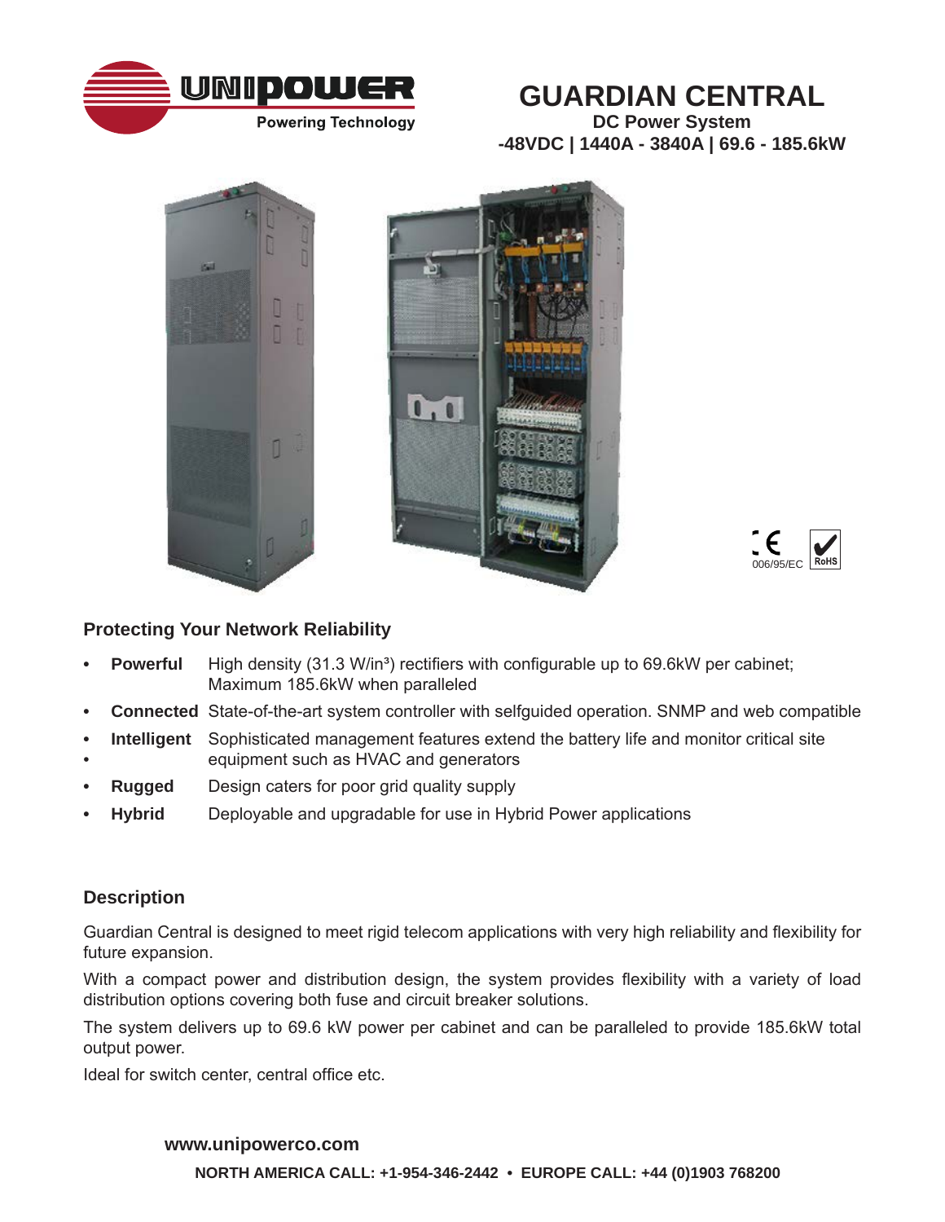UNIPOWER
Powering Technology

# GUARDIAN CENTRAL

**DC Power System**

**-48VDC | 1440A - 3840A | 69.6 - 185.6kW**

006/95/EC RoHS

## Protecting Your Network Reliability

- **Powerful** High density (31.3 W/in³) rectifiers with configurable up to 69.6kW per cabinet; Maximum 185.6kW when paralleled
- **Connected** State-of-the-art system controller with selfguided operation. SNMP and web compatible
- **Intelligent** Sophisticated management features extend the battery life and monitor critical site equipment such as HVAC and generators
- **Rugged** Design caters for poor grid quality supply
- **Hybrid** Deployable and upgradable for use in Hybrid Power applications

## Description

Guardian Central is designed to meet rigid telecom applications with very high reliability and flexibility for future expansion.

With a compact power and distribution design, the system provides flexibility with a variety of load distribution options covering both fuse and circuit breaker solutions.

The system delivers up to 69.6 kW power per cabinet and can be paralleled to provide 185.6kW total output power.

Ideal for switch center, central office etc.

**www.unipowerco.com**

**NORTH AMERICA CALL: +1-954-346-2442 • EUROPE CALL: +44 (0)1903 768200**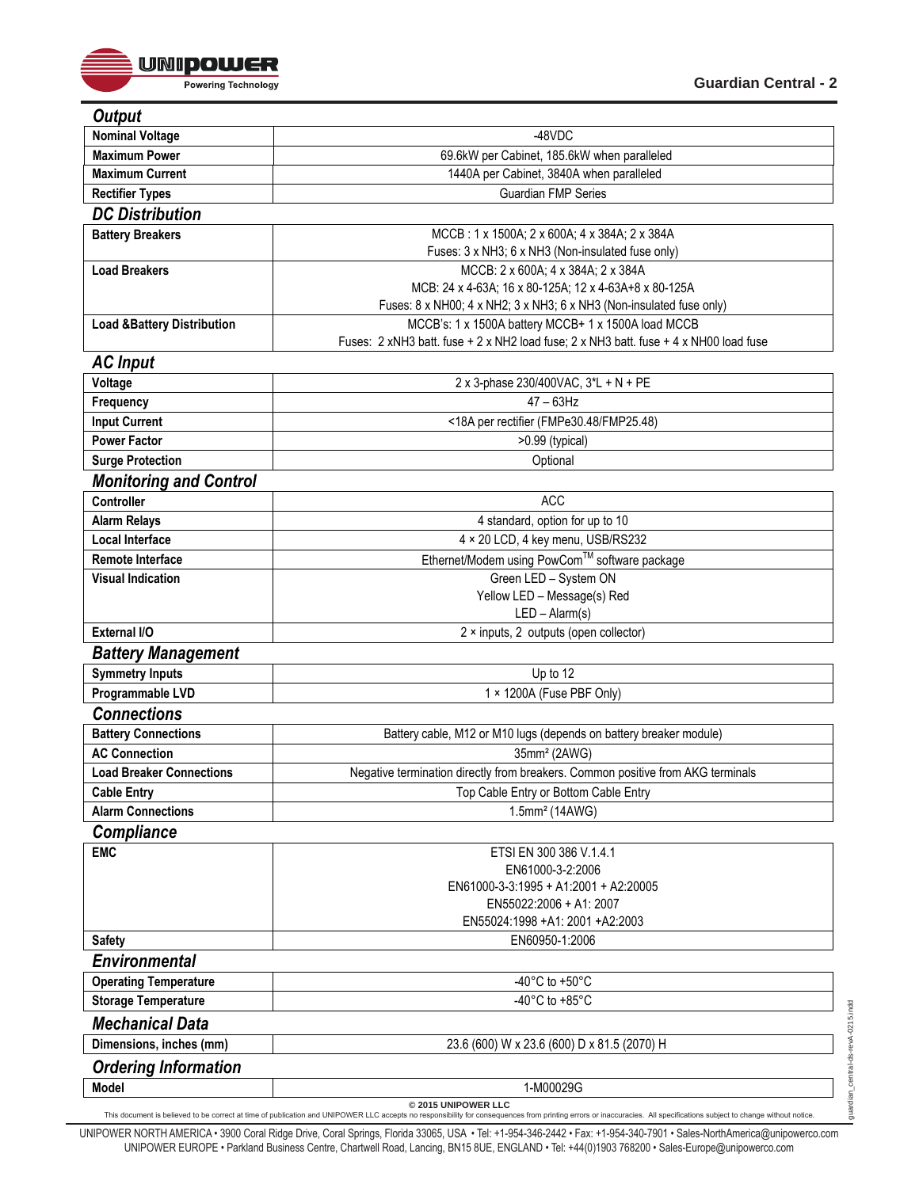## Output

| | |
|---|---|
| **Nominal Voltage** | -48VDC |
| **Maximum Power** | 69.6kW per Cabinet, 185.6kW when paralleled |
| **Maximum Current** | 1440A per Cabinet, 3840A when paralleled |
| **Rectifier Types** | Guardian FMP Series |

## DC Distribution

| | |
|---|---|
| **Battery Breakers** | MCCB : 1 x 1500A; 2 x 600A; 4 x 384A; 2 x 384A<br>Fuses: 3 x NH3; 6 x NH3 (Non-insulated fuse only) |
| **Load Breakers** | MCCB: 2 x 600A; 4 x 384A; 2 x 384A<br>MCB: 24 x 4-63A; 16 x 80-125A; 12 x 4-63A+8 x 80-125A<br>Fuses: 8 x NH00; 4 x NH2; 3 x NH3; 6 x NH3 (Non-insulated fuse only) |
| **Load &Battery Distribution** | MCCB's: 1 x 1500A battery MCCB+ 1 x 1500A load MCCB<br>Fuses: 2 xNH3 batt. fuse + 2 x NH2 load fuse; 2 x NH3 batt. fuse + 4 x NH00 load fuse |

## AC Input

| | |
|---|---|
| **Voltage** | 2 x 3-phase 230/400VAC, 3*L + N + PE |
| **Frequency** | 47 – 63Hz |
| **Input Current** | <18A per rectifier (FMPe30.48/FMP25.48) |
| **Power Factor** | >0.99 (typical) |
| **Surge Protection** | Optional |

## Monitoring and Control

| | |
|---|---|
| **Controller** | ACC |
| **Alarm Relays** | 4 standard, option for up to 10 |
| **Local Interface** | 4 × 20 LCD, 4 key menu, USB/RS232 |
| **Remote Interface** | Ethernet/Modem using PowCom™ software package |
| **Visual Indication** | Green LED – System ON<br>Yellow LED – Message(s) Red<br>LED – Alarm(s) |
| **External I/O** | 2 × inputs, 2 outputs (open collector) |

## Battery Management

| | |
|---|---|
| **Symmetry Inputs** | Up to 12 |
| **Programmable LVD** | 1 × 1200A (Fuse PBF Only) |

## Connections

| | |
|---|---|
| **Battery Connections** | Battery cable, M12 or M10 lugs (depends on battery breaker module) |
| **AC Connection** | 35mm² (2AWG) |
| **Load Breaker Connections** | Negative termination directly from breakers. Common positive from AKG terminals |
| **Cable Entry** | Top Cable Entry or Bottom Cable Entry |
| **Alarm Connections** | 1.5mm² (14AWG) |

## Compliance

| | |
|---|---|
| **EMC** | ETSI EN 300 386 V.1.4.1<br>EN61000-3-2:2006<br>EN61000-3-3:1995 + A1:2001 + A2:20005<br>EN55022:2006 + A1: 2007<br>EN55024:1998 +A1: 2001 +A2:2003 |
| **Safety** | EN60950-1:2006 |

## Environmental

| | |
|---|---|
| **Operating Temperature** | -40°C to +50°C |
| **Storage Temperature** | -40°C to +85°C |

## Mechanical Data

| | |
|---|---|
| **Dimensions, inches (mm)** | 23.6 (600) W x 23.6 (600) D x 81.5 (2070) H |

## Ordering Information

| | |
|---|---|
| **Model** | 1-M00029G |

© 2015 UNIPOWER LLC

This document is believed to be correct at time of publication and UNIPOWER LLC accepts no responsibility for consequences from printing errors or inaccuracies. All specifications subject to change without notice.

UNIPOWER NORTH AMERICA • 3900 Coral Ridge Drive, Coral Springs, Florida 33065, USA • Tel: +1-954-346-2442 • Fax: +1-954-340-7901 • Sales-NorthAmerica@unipowerco.com
UNIPOWER EUROPE • Parkland Business Centre, Chartwell Road, Lancing, BN15 8UE, ENGLAND • Tel: +44(0)1903 768200 • Sales-Europe@unipowerco.com